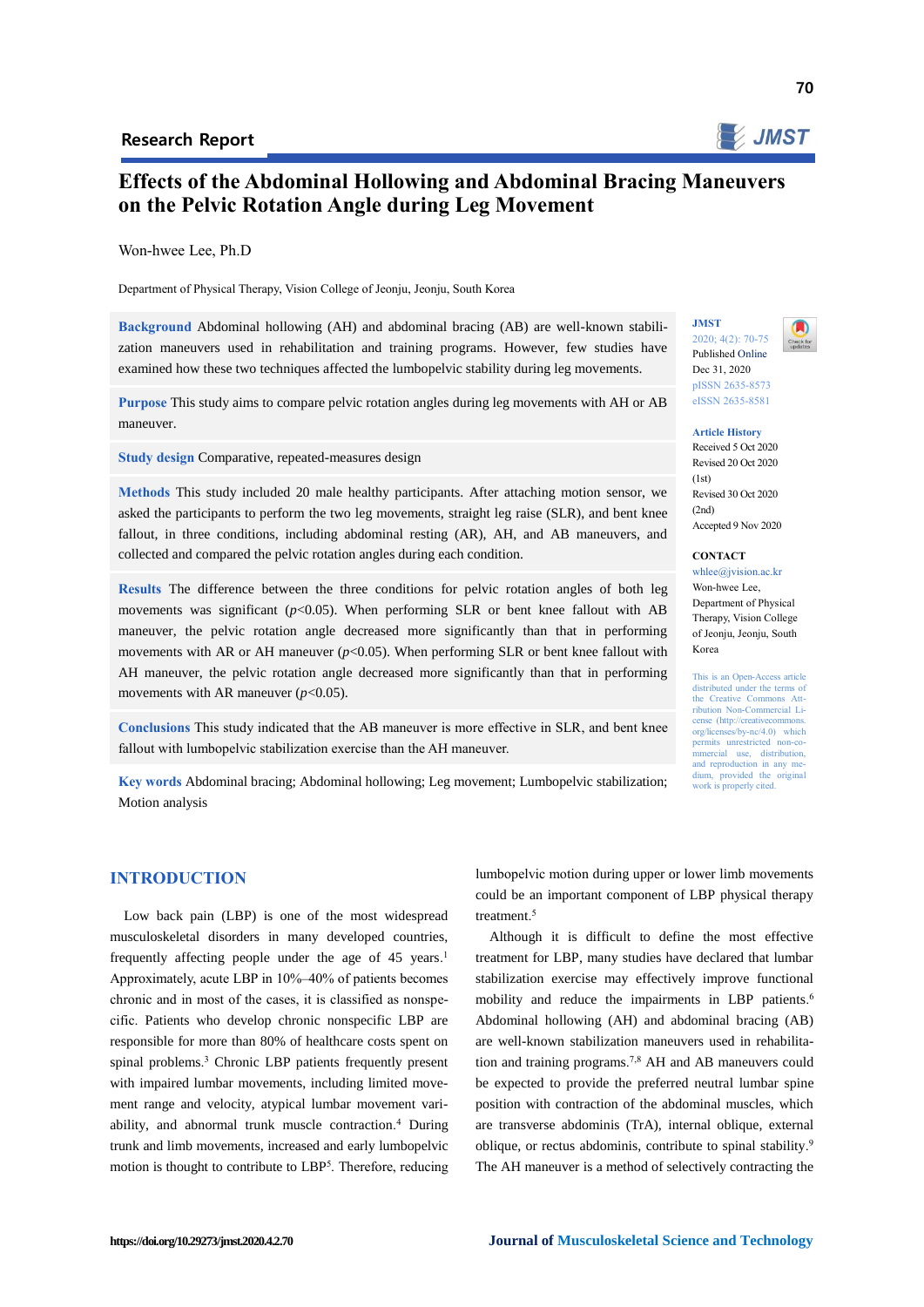Research Report

# Effects of the Abdominal Hollowing and Abdominal Bracing Maneuvers on the Pelvic Rotation Angle during Leg Movement

Won-hwee Lee, Ph.D

Department of Physical Therapy, Vision College of Jeonju, Jeonju, South Korea

**Background** Abdominal hollowing (AH) and abdominal bracing (AB) are well-known stabilization maneuvers used in rehabilitation and training programs. However, few studies have examined how these two techniques affected the lumbopelvic stability during leg movements.

**Purpose** This study aims to compare pelvic rotation angles during leg movements with AH or AB maneuver.

**Study design** Comparative, repeated-measures design

**Methods** This study included 20 male healthy participants. After attaching motion sensor, we asked the participants to perform the two leg movements, straight leg raise (SLR), and bent knee fallout, in three conditions, including abdominal resting (AR), AH, and AB maneuvers, and collected and compared the pelvic rotation angles during each condition.

**Results** The difference between the three conditions for pelvic rotation angles of both leg movements was significant ($p<0.05$). When performing SLR or bent knee fallout with AB maneuver, the pelvic rotation angle decreased more significantly than that in performing movements with AR or AH maneuver ($p<0.05$). When performing SLR or bent knee fallout with AH maneuver, the pelvic rotation angle decreased more significantly than that in performing movements with AR maneuver ($p<0.05$).

**Conclusions** This study indicated that the AB maneuver is more effective in SLR, and bent knee fallout with lumbopelvic stabilization exercise than the AH maneuver.

**Key words** Abdominal bracing; Abdominal hollowing; Leg movement; Lumbopelvic stabilization; Motion analysis

JMST
2020; 4(2): 70-75
Published Online
Dec 31, 2020
pISSN 2635-8573
eISSN 2635-8581

**Article History**
Received 5 Oct 2020
Revised 20 Oct 2020 (1st)
Revised 30 Oct 2020 (2nd)
Accepted 9 Nov 2020

**CONTACT**
whlee@jvision.ac.kr
Won-hwee Lee, Department of Physical Therapy, Vision College of Jeonju, Jeonju, South Korea

This is an Open-Access article distributed under the terms of the Creative Commons Attribution Non-Commercial License (http://creativecommons.org/licenses/by-nc/4.0) which permits unrestricted non-commercial use, distribution, and reproduction in any medium, provided the original work is properly cited.

## INTRODUCTION

Low back pain (LBP) is one of the most widespread musculoskeletal disorders in many developed countries, frequently affecting people under the age of 45 years.[1] Approximately, acute LBP in 10%–40% of patients becomes chronic and in most of the cases, it is classified as nonspecific. Patients who develop chronic nonspecific LBP are responsible for more than 80% of healthcare costs spent on spinal problems.[3] Chronic LBP patients frequently present with impaired lumbar movements, including limited movement range and variability, atypical lumbar movement variability, and abnormal trunk muscle contraction.[4] During trunk and limb movements, increased and early lumbopelvic motion is thought to contribute to LBP[5]. Therefore, reducing lumbopelvic motion during upper or lower limb movements could be an important component of LBP physical therapy treatment.[5]

Although it is difficult to define the most effective treatment for LBP, many studies have declared that lumbar stabilization exercise may effectively improve functional mobility and reduce the impairments in LBP patients.[6] Abdominal hollowing (AH) and abdominal bracing (AB) are well-known stabilization maneuvers used in rehabilitation and training programs.[7,8] AH and AB maneuvers could be expected to provide the preferred neutral lumbar spine position with contraction of the abdominal muscles, which are transverse abdominis (TrA), internal oblique, external oblique, or rectus abdominis, contribute to spinal stability.[9] The AH maneuver is a method of selectively contracting the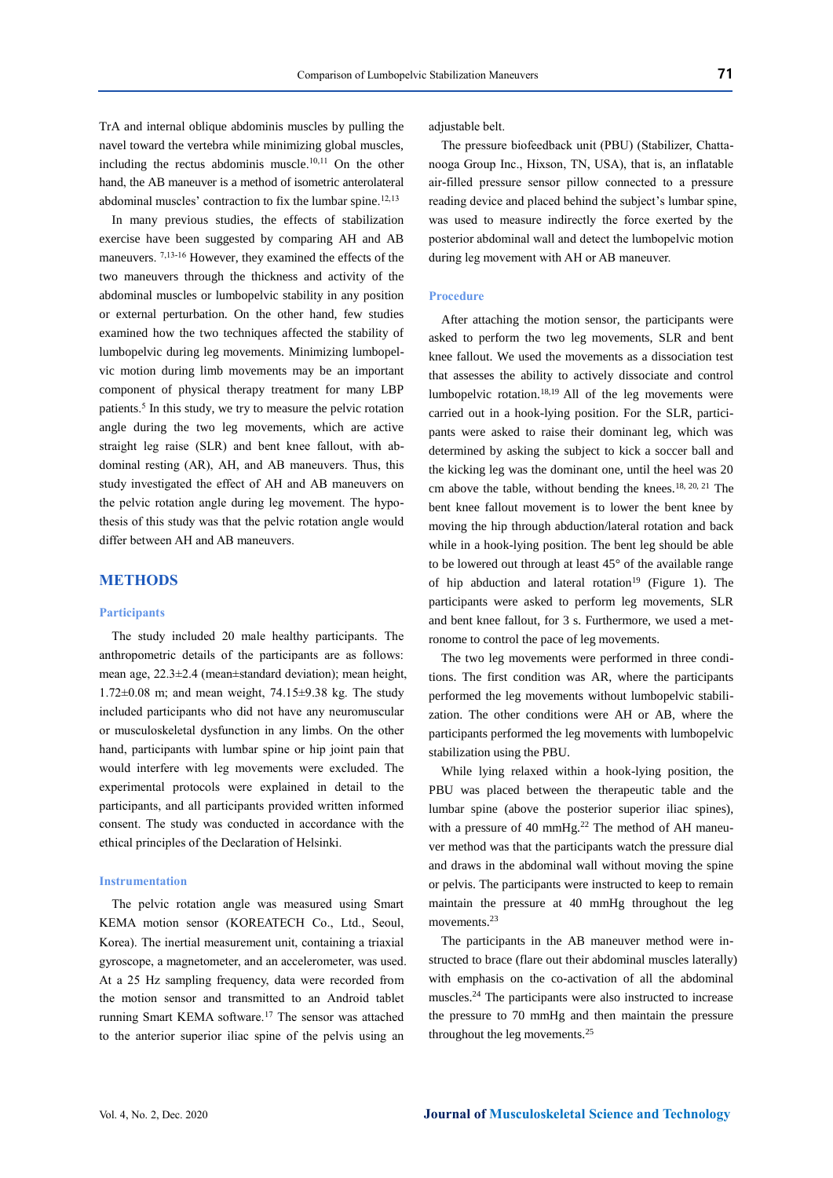TrA and internal oblique abdominis muscles by pulling the navel toward the vertebra while minimizing global muscles, including the rectus abdominis muscle.[10,11] On the other hand, the AB maneuver is a method of isometric anterolateral abdominal muscles' contraction to fix the lumbar spine.[12,13]

In many previous studies, the effects of stabilization exercise have been suggested by comparing AH and AB maneuvers. [7,13-16] However, they examined the effects of the two maneuvers through the thickness and activity of the abdominal muscles or lumbopelvic stability in any position or external perturbation. On the other hand, few studies examined how the two techniques affected the stability of lumbopelvic during leg movements. Minimizing lumbopelvic motion during limb movements may be an important component of physical therapy treatment for many LBP patients.[5] In this study, we try to measure the pelvic rotation angle during the two leg movements, which are active straight leg raise (SLR) and bent knee fallout, with abdominal resting (AR), AH, and AB maneuvers. Thus, this study investigated the effect of AH and AB maneuvers on the pelvic rotation angle during leg movement. The hypothesis of this study was that the pelvic rotation angle would differ between AH and AB maneuvers.

## METHODS

### Participants

The study included 20 male healthy participants. The anthropometric details of the participants are as follows: mean age, 22.3±2.4 (mean±standard deviation); mean height, 1.72±0.08 m; and mean weight, 74.15±9.38 kg. The study included participants who did not have any neuromuscular or musculoskeletal dysfunction in any limbs. On the other hand, participants with lumbar spine or hip joint pain that would interfere with leg movements were excluded. The experimental protocols were explained in detail to the participants, and all participants provided written informed consent. The study was conducted in accordance with the ethical principles of the Declaration of Helsinki.

### Instrumentation

The pelvic rotation angle was measured using Smart KEMA motion sensor (KOREATECH Co., Ltd., Seoul, Korea). The inertial measurement unit, containing a triaxial gyroscope, a magnetometer, and an accelerometer, was used. At a 25 Hz sampling frequency, data were recorded from the motion sensor and transmitted to an Android tablet running Smart KEMA software.[17] The sensor was attached to the anterior superior iliac spine of the pelvis using an adjustable belt.

The pressure biofeedback unit (PBU) (Stabilizer, Chattanooga Group Inc., Hixson, TN, USA), that is, an inflatable air-filled pressure sensor pillow connected to a pressure reading device and placed behind the subject's lumbar spine, was used to measure indirectly the force exerted by the posterior abdominal wall and detect the lumbopelvic motion during leg movement with AH or AB maneuver.

### Procedure

After attaching the motion sensor, the participants were asked to perform the two leg movements, SLR and bent knee fallout. We used the movements as a dissociation test that assesses the ability to actively dissociate and control lumbopelvic rotation.[18,19] All of the leg movements were carried out in a hook-lying position. For the SLR, participants were asked to raise their dominant leg, which was determined by asking the subject to kick a soccer ball and the kicking leg was the dominant one, until the heel was 20 cm above the table, without bending the knees.[18, 20, 21] The bent knee fallout movement is to lower the bent knee by moving the hip through abduction/lateral rotation and back while in a hook-lying position. The bent leg should be able to be lowered out through at least 45° of the available range of hip abduction and lateral rotation[19] (Figure 1). The participants were asked to perform leg movements, SLR and bent knee fallout, for 3 s. Furthermore, we used a metronome to control the pace of leg movements.

The two leg movements were performed in three conditions. The first condition was AR, where the participants performed the leg movements without lumbopelvic stabilization. The other conditions were AH or AB, where the participants performed the leg movements with lumbopelvic stabilization using the PBU.

While lying relaxed within a hook-lying position, the PBU was placed between the therapeutic table and the lumbar spine (above the posterior superior iliac spines), with a pressure of 40 mmHg.[22] The method of AH maneuver method was that the participants watch the pressure dial and draws in the abdominal wall without moving the spine or pelvis. The participants were instructed to keep to remain maintain the pressure at 40 mmHg throughout the leg movements.[23]

The participants in the AB maneuver method were instructed to brace (flare out their abdominal muscles laterally) with emphasis on the co-activation of all the abdominal muscles.[24] The participants were also instructed to increase the pressure to 70 mmHg and then maintain the pressure throughout the leg movements.[25]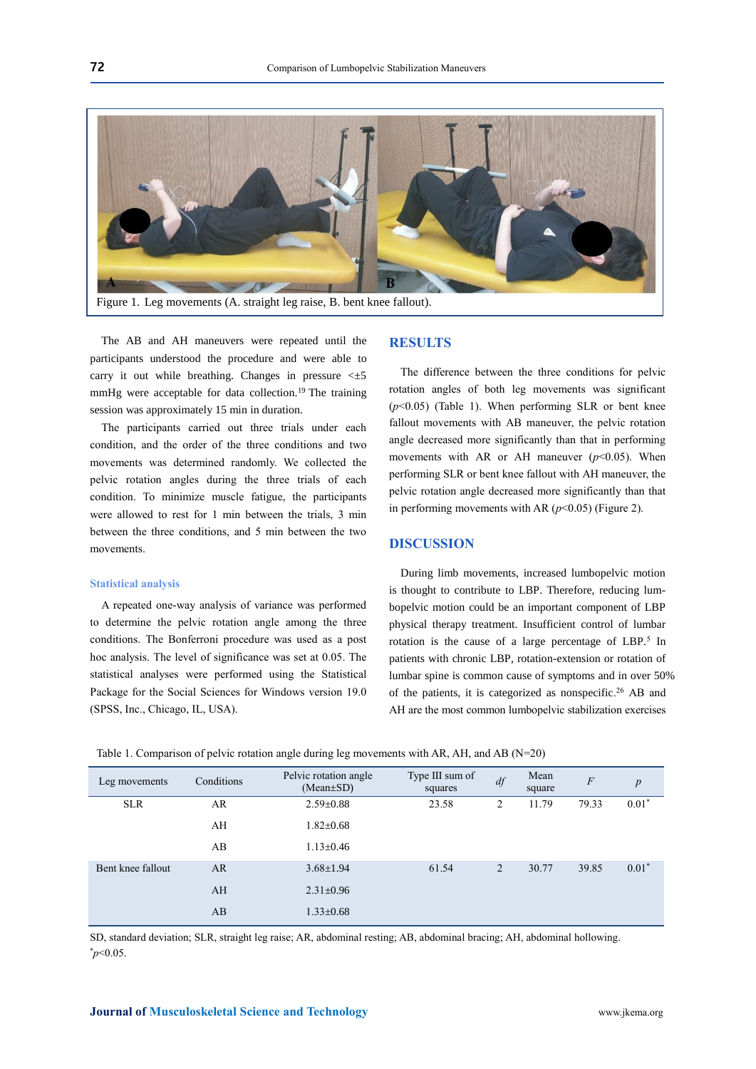Figure 1. Leg movements (A. straight leg raise, B. bent knee fallout).

The AB and AH maneuvers were repeated until the participants understood the procedure and were able to carry it out while breathing. Changes in pressure <±5 mmHg were acceptable for data collection.[19] The training session was approximately 15 min in duration.

The participants carried out three trials under each condition, and the order of the three conditions and two movements was determined randomly. We collected the pelvic rotation angles during the three trials of each condition. To minimize muscle fatigue, the participants were allowed to rest for 1 min between the trials, 3 min between the three conditions, and 5 min between the two movements.

### Statistical analysis

A repeated one-way analysis of variance was performed to determine the pelvic rotation angle among the three conditions. The Bonferroni procedure was used as a post hoc analysis. The level of significance was set at 0.05. The statistical analyses were performed using the Statistical Package for the Social Sciences for Windows version 19.0 (SPSS, Inc., Chicago, IL, USA).

## RESULTS

The difference between the three conditions for pelvic rotation angles of both leg movements was significant ($p<0.05$) (Table 1). When performing SLR or bent knee fallout movements with AB maneuver, the pelvic rotation angle decreased more significantly than that in performing movements with AR or AH maneuver ($p<0.05$). When performing SLR or bent knee fallout with AH maneuver, the pelvic rotation angle decreased more significantly than that in performing movements with AR ($p<0.05$) (Figure 2).

## DISCUSSION

During limb movements, increased lumbopelvic motion is thought to contribute to LBP. Therefore, reducing lumbopelvic motion could be an important component of LBP physical therapy treatment. Insufficient control of lumbar rotation is the cause of a large percentage of LBP.[5] In patients with chronic LBP, rotation-extension or rotation of lumbar spine is common cause of symptoms and in over 50% of the patients, it is categorized as nonspecific.[26] AB and AH are the most common lumbopelvic stabilization exercises

Table 1. Comparison of pelvic rotation angle during leg movements with AR, AH, and AB (N=20)

| Leg movements | Conditions | Pelvic rotation angle (Mean±SD) | Type III sum of squares | *df* | Mean square | *F* | *p* |
|---|---|---|---|---|---|---|---|
| SLR | AR | 2.59±0.88 | 23.58 | 2 | 11.79 | 79.33 | 0.01* |
| | AH | 1.82±0.68 | | | | | |
| | AB | 1.13±0.46 | | | | | |
| Bent knee fallout | AR | 3.68±1.94 | 61.54 | 2 | 30.77 | 39.85 | 0.01* |
| | AH | 2.31±0.96 | | | | | |
| | AB | 1.33±0.68 | | | | | |

SD, standard deviation; SLR, straight leg raise; AR, abdominal resting; AB, abdominal bracing; AH, abdominal hollowing.
*$p<0.05$.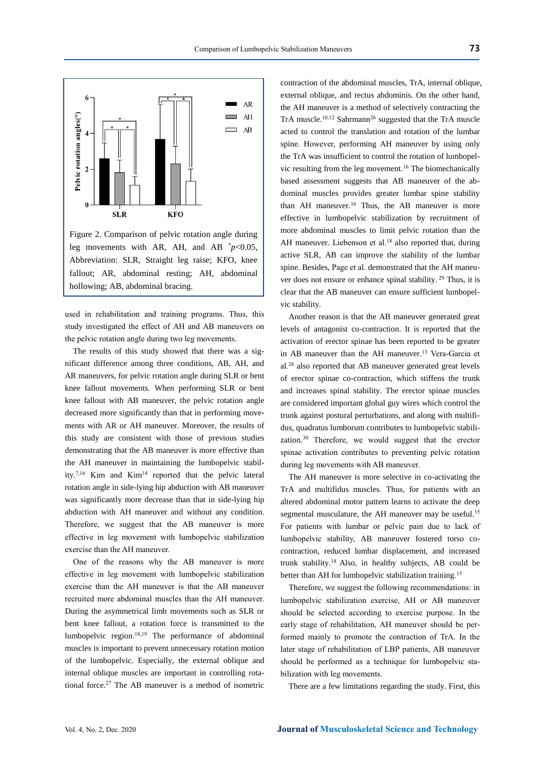Figure 2. Comparison of pelvic rotation angle during leg movements with AR, AH, and AB *$p<0.05$, Abbreviation: SLR, Straight leg raise; KFO, knee fallout; AR, abdominal resting; AH, abdominal hollowing; AB, abdominal bracing.

used in rehabilitation and training programs. Thus, this study investigated the effect of AH and AB maneuvers on the pelvic rotation angle during two leg movements.

The results of this study showed that there was a significant difference among three conditions, AB, AH, and AR maneuvers, for pelvic rotation angle during SLR or bent knee fallout movements. When performing SLR or bent knee fallout with AB maneuver, the pelvic rotation angle decreased more significantly than that in performing movements with AR or AH maneuver. Moreover, the results of this study are consistent with those of previous studies demonstrating that the AB maneuver is more effective than the AH maneuver in maintaining the lumbopelvic stability.[7,16] Kim and Kim[14] reported that the pelvic lateral rotation angle in side-lying hip abduction with AB maneuver was significantly more decrease than that in side-lying hip abduction with AH maneuver and without any condition. Therefore, we suggest that the AB maneuver is more effective in leg movement with lumbopelvic stabilization exercise than the AH maneuver.

One of the reasons why the AB maneuver is more effective in leg movement with lumbopelvic stabilization exercise than the AH maneuver is that the AB maneuver recruited more abdominal muscles than the AH maneuver. During the asymmetrical limb movements such as SLR or bent knee fallout, a rotation force is transmitted to the lumbopelvic region.[18,19] The performance of abdominal muscles is important to prevent unnecessary rotation motion of the lumbopelvic. Especially, the external oblique and internal oblique muscles are important in controlling rotational force.[27] The AB maneuver is a method of isometric contraction of the abdominal muscles, TrA, internal oblique, external oblique, and rectus abdominis. On the other hand, the AH maneuver is a method of selectively contracting the TrA muscle.[10,12] Sahrmann[26] suggested that the TrA muscle acted to control the translation and rotation of the lumbar spine. However, performing AH maneuver by using only the TrA was insufficient to control the rotation of lumbopelvic resulting from the leg movement.[16] The biomechanically based assessment suggests that AB maneuver of the abdominal muscles provides greater lumbar spine stability than AH maneuver.[16] Thus, the AB maneuver is more effective in lumbopelvic stabilization by recruitment of more abdominal muscles to limit pelvic rotation than the AH maneuver. Liebenson et al.[18] also reported that, during active SLR, AB can improve the stability of the lumbar spine. Besides, Page et al. demonstrated that the AH maneuver does not ensure or enhance spinal stability.[29] Thus, it is clear that the AB maneuver can ensure sufficient lumbopelvic stability.

Another reason is that the AB maneuver generated great levels of antagonist co-contraction. It is reported that the activation of erector spinae has been reported to be greater in AB maneuver than the AH maneuver.[13] Vera-Garcia et al.[28] also reported that AB maneuver generated great levels of erector spinae co-contraction, which stiffens the trunk and increases spinal stability. The erector spinae muscles are considered important global guy wires which control the trunk against postural perturbations, and along with multifidus, quadratus lumborum contributes to lumbopelvic stabilization.[30] Therefore, we would suggest that the erector spinae activation contributes to preventing pelvic rotation during leg movements with AB maneuver.

The AH maneuver is more selective in co-activating the TrA and multifidus muscles. Thus, for patients with an altered abdominal motor pattern learns to activate the deep segmental musculature, the AH maneuver may be useful.[15] For patients with lumbar or pelvic pain due to lack of lumbopelvic stability, AB maneuver fostered torso co-contraction, reduced lumbar displacement, and increased trunk stability.[18] Also, in healthy subjects, AB could be better than AH for lumbopelvic stabilization training.[15]

Therefore, we suggest the following recommendations: in lumbopelvic stabilization exercise, AH or AB maneuver should be selected according to exercise purpose. In the early stage of rehabilitation, AH maneuver should be performed mainly to promote the contraction of TrA. In the later stage of rehabilitation of LBP patients, AB maneuver should be performed as a technique for lumbopelvic stabilization with leg movements.

There are a few limitations regarding the study. First, this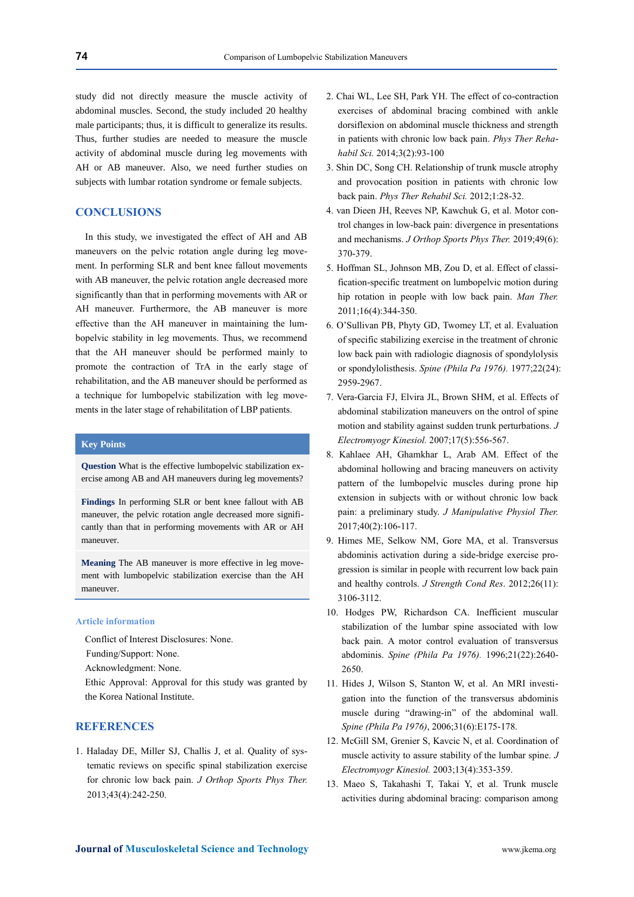study did not directly measure the muscle activity of abdominal muscles. Second, the study included 20 healthy male participants; thus, it is difficult to generalize its results. Thus, further studies are needed to measure the muscle activity of abdominal muscle during leg movements with AH or AB maneuver. Also, we need further studies on subjects with lumbar rotation syndrome or female subjects.

## CONCLUSIONS

In this study, we investigated the effect of AH and AB maneuvers on the pelvic rotation angle during leg movement. In performing SLR and bent knee fallout movements with AB maneuver, the pelvic rotation angle decreased more significantly than that in performing movements with AR or AH maneuver. Furthermore, the AB maneuver is more effective than the AH maneuver in maintaining the lumbopelvic stability in leg movements. Thus, we recommend that the AH maneuver should be performed mainly to promote the contraction of TrA in the early stage of rehabilitation, and the AB maneuver should be performed as a technique for lumbopelvic stabilization with leg movements in the later stage of rehabilitation of LBP patients.

### Key Points

**Question** What is the effective lumbopelvic stabilization exercise among AB and AH maneuvers during leg movements?

**Findings** In performing SLR or bent knee fallout with AB maneuver, the pelvic rotation angle decreased more significantly than that in performing movements with AR or AH maneuver.

**Meaning** The AB maneuver is more effective in leg movement with lumbopelvic stabilization exercise than the AH maneuver.

### Article information

Conflict of Interest Disclosures: None.

Funding/Support: None.

Acknowledgment: None.

Ethic Approval: Approval for this study was granted by the Korea National Institute.

## REFERENCES

1. Haladay DE, Miller SJ, Challis J, et al. Quality of systematic reviews on specific spinal stabilization exercise for chronic low back pain. *J Orthop Sports Phys Ther.* 2013;43(4):242-250.
2. Chai WL, Lee SH, Park YH. The effect of co-contraction exercises of abdominal bracing combined with ankle dorsiflexion on abdominal muscle thickness and strength in patients with chronic low back pain. *Phys Ther Rehabil Sci.* 2014;3(2):93-100
3. Shin DC, Song CH. Relationship of trunk muscle atrophy and provocation position in patients with chronic low back pain. *Phys Ther Rehabil Sci.* 2012;1:28-32.
4. van Dieen JH, Reeves NP, Kawchuk G, et al. Motor control changes in low-back pain: divergence in presentations and mechanisms. *J Orthop Sports Phys Ther.* 2019;49(6):370-379.
5. Hoffman SL, Johnson MB, Zou D, et al. Effect of classification-specific treatment on lumbopelvic motion during hip rotation in people with low back pain. *Man Ther.* 2011;16(4):344-350.
6. O'Sullivan PB, Phyty GD, Twomey LT, et al. Evaluation of specific stabilizing exercise in the treatment of chronic low back pain with radiologic diagnosis of spondylolysis or spondylolisthesis. *Spine (Phila Pa 1976).* 1977;22(24):2959-2967.
7. Vera-Garcia FJ, Elvira JL, Brown SHM, et al. Effects of abdominal stabilization maneuvers on the ontrol of spine motion and stability against sudden trunk perturbations. *J Electromyogr Kinesiol.* 2007;17(5):556-567.
8. Kahlaee AH, Ghamkhar L, Arab AM. Effect of the abdominal hollowing and bracing maneuvers on activity pattern of the lumbopelvic muscles during prone hip extension in subjects with or without chronic low back pain: a preliminary study. *J Manipulative Physiol Ther.* 2017;40(2):106-117.
9. Himes ME, Selkow NM, Gore MA, et al. Transversus abdominis activation during a side-bridge exercise progression is similar in people with recurrent low back pain and healthy controls. *J Strength Cond Res*. 2012;26(11):3106-3112.
10. Hodges PW, Richardson CA. Inefficient muscular stabilization of the lumbar spine associated with low back pain. A motor control evaluation of transversus abdominis. *Spine (Phila Pa 1976).* 1996;21(22):2640-2650.
11. Hides J, Wilson S, Stanton W, et al. An MRI investigation into the function of the transversus abdominis muscle during "drawing-in" of the abdominal wall. *Spine (Phila Pa 1976)*, 2006;31(6):E175-178.
12. McGill SM, Grenier S, Kavcic N, et al. Coordination of muscle activity to assure stability of the lumbar spine. *J Electromyogr Kinesiol.* 2003;13(4):353-359.
13. Maeo S, Takahashi T, Takai Y, et al. Trunk muscle activities during abdominal bracing: comparison among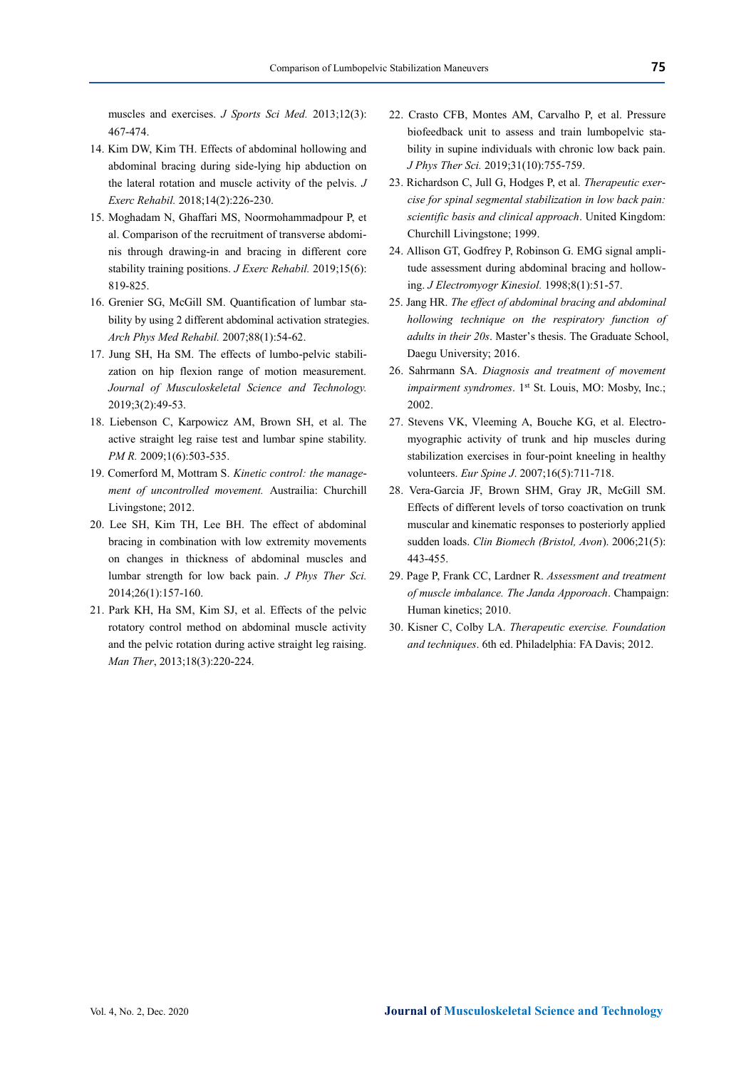muscles and exercises. *J Sports Sci Med.* 2013;12(3): 467-474.

14. Kim DW, Kim TH. Effects of abdominal hollowing and abdominal bracing during side-lying hip abduction on the lateral rotation and muscle activity of the pelvis. *J Exerc Rehabil.* 2018;14(2):226-230.
15. Moghadam N, Ghaffari MS, Noormohammadpour P, et al. Comparison of the recruitment of transverse abdominis through drawing-in and bracing in different core stability training positions. *J Exerc Rehabil.* 2019;15(6): 819-825.
16. Grenier SG, McGill SM. Quantification of lumbar stability by using 2 different abdominal activation strategies. *Arch Phys Med Rehabil.* 2007;88(1):54-62.
17. Jung SH, Ha SM. The effects of lumbo-pelvic stabilization on hip flexion range of motion measurement. *Journal of Musculoskeletal Science and Technology.* 2019;3(2):49-53.
18. Liebenson C, Karpowicz AM, Brown SH, et al. The active straight leg raise test and lumbar spine stability. *PM R.* 2009;1(6):503-535.
19. Comerford M, Mottram S. *Kinetic control: the management of uncontrolled movement.* Austrailia: Churchill Livingstone; 2012.
20. Lee SH, Kim TH, Lee BH. The effect of abdominal bracing in combination with low extremity movements on changes in thickness of abdominal muscles and lumbar strength for low back pain. *J Phys Ther Sci.* 2014;26(1):157-160.
21. Park KH, Ha SM, Kim SJ, et al. Effects of the pelvic rotatory control method on abdominal muscle activity and the pelvic rotation during active straight leg raising. *Man Ther*, 2013;18(3):220-224.
22. Crasto CFB, Montes AM, Carvalho P, et al. Pressure biofeedback unit to assess and train lumbopelvic stability in supine individuals with chronic low back pain. *J Phys Ther Sci.* 2019;31(10):755-759.
23. Richardson C, Jull G, Hodges P, et al. *Therapeutic exercise for spinal segmental stabilization in low back pain: scientific basis and clinical approach*. United Kingdom: Churchill Livingstone; 1999.
24. Allison GT, Godfrey P, Robinson G. EMG signal amplitude assessment during abdominal bracing and hollowing. *J Electromyogr Kinesiol.* 1998;8(1):51-57.
25. Jang HR. *The effect of abdominal bracing and abdominal hollowing technique on the respiratory function of adults in their 20s*. Master's thesis. The Graduate School, Daegu University; 2016.
26. Sahrmann SA. *Diagnosis and treatment of movement impairment syndromes*. 1st St. Louis, MO: Mosby, Inc.; 2002.
27. Stevens VK, Vleeming A, Bouche KG, et al. Electromyographic activity of trunk and hip muscles during stabilization exercises in four-point kneeling in healthy volunteers. *Eur Spine J*. 2007;16(5):711-718.
28. Vera-Garcia JF, Brown SHM, Gray JR, McGill SM. Effects of different levels of torso coactivation on trunk muscular and kinematic responses to posteriorly applied sudden loads. *Clin Biomech (Bristol, Avon*). 2006;21(5): 443-455.
29. Page P, Frank CC, Lardner R. *Assessment and treatment of muscle imbalance. The Janda Apporoach*. Champaign: Human kinetics; 2010.
30. Kisner C, Colby LA. *Therapeutic exercise. Foundation and techniques*. 6th ed. Philadelphia: FA Davis; 2012.